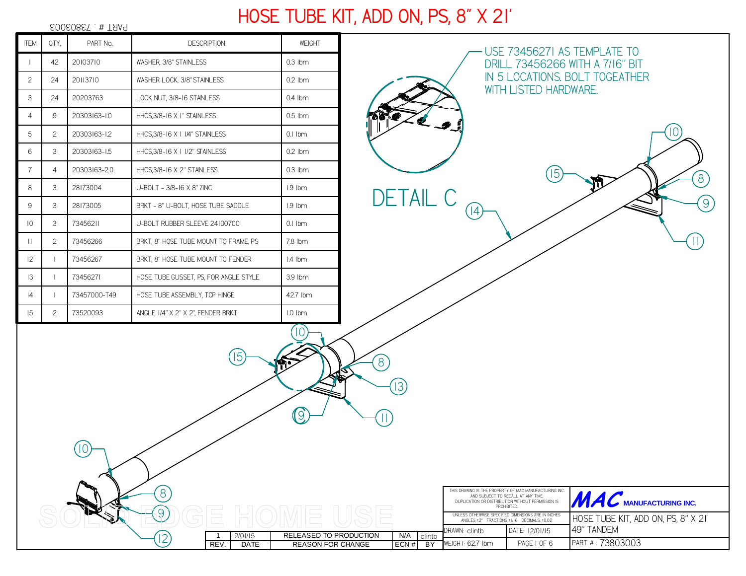# HOSE TUBE KIT, ADD ON, PS, 8" X 21'

PART # : 73803003

| ITEM | QTY. | PART No. | DESCRIPTION | WEIGHT |
|---|---|---|---|---|
| 1 | 42 | 20103710 | WASHER, 3/8" STAINLESS | 0.3 lbm |
| 2 | 24 | 20113710 | WASHER LOCK, 3/8"STAINLESS | 0.2 lbm |
| 3 | 24 | 20203763 | LOCK NUT, 3/8-16 STAINLESS | 0.4 lbm |
| 4 | 9 | 20303163-1.0 | HHCS,3/8-16 X 1" STAINLESS | 0.5 lbm |
| 5 | 2 | 20303163-1.2 | HHCS,3/8-16 X 1 1/4" STAINLESS | 0.1 lbm |
| 6 | 3 | 20303163-1.5 | HHCS,3/8-16 X 1 1/2" STAINLESS | 0.2 lbm |
| 7 | 4 | 20303163-2.0 | HHCS,3/8-16 X 2" STAINLESS | 0.3 lbm |
| 8 | 3 | 28173004 | U-BOLT - 3/8-16 X 8" ZINC | 1.9 lbm |
| 9 | 3 | 28173005 | BRKT - 8" U-BOLT, HOSE TUBE SADDLE | 1.9 lbm |
| 10 | 3 | 73456211 | U-BOLT RUBBER SLEEVE 24100700 | 0.1 lbm |
| 11 | 2 | 73456266 | BRKT, 8" HOSE TUBE MOUNT TO FRAME, PS | 7.8 lbm |
| 12 | 1 | 73456267 | BRKT, 8" HOSE TUBE MOUNT TO FENDER | 1.4 lbm |
| 13 | 1 | 73456271 | HOSE TUBE GUSSET, PS, FOR ANGLE STYLE | 3.9 lbm |
| 14 | 1 | 73457000-T49 | HOSE TUBE ASSEMBLY, TOP HINGE | 42.7 lbm |
| 15 | 2 | 73520093 | ANGLE 1/4" X 2" X 2", FENDER BRKT | 1.0 lbm |

USE 73456271 AS TEMPLATE TO DRILL 73456266 WITH A 7/16" BIT IN 5 LOCATIONS. BOLT TOGEATHER WITH LISTED HARDWARE.

DETAIL C

SOLID EDGE HOME USE

| REV. | DATE | REASON FOR CHANGE | ECN # | BY |
|---|---|---|---|---|
| 1 | 12/01/15 | RELEASED TO PRODUCTION | N/A | clintb |

THIS DRAWING IS THE PROPERTY OF MAC MANUFACTURING INC. AND SUBJECT TO RECALL AT ANY TIME. DUPLICATION OR DISTRIBUTION WITHOUT PERMISSION IS PROHIBITED.

UNLESS OTHERWISE SPECIFIED DIMENSIONS ARE IN INCHES ANGLES ±2° FRACTIONS ±1/16 DECIMALS ±0.02

**MAC** MANUFACTURING INC.

HOSE TUBE KIT, ADD ON, PS, 8" X 21'
49" TANDEM

DRAWN: clintb | DATE: 12/01/15
WEIGHT: 62.7 lbm | PAGE 1 OF 6
PART # : 73803003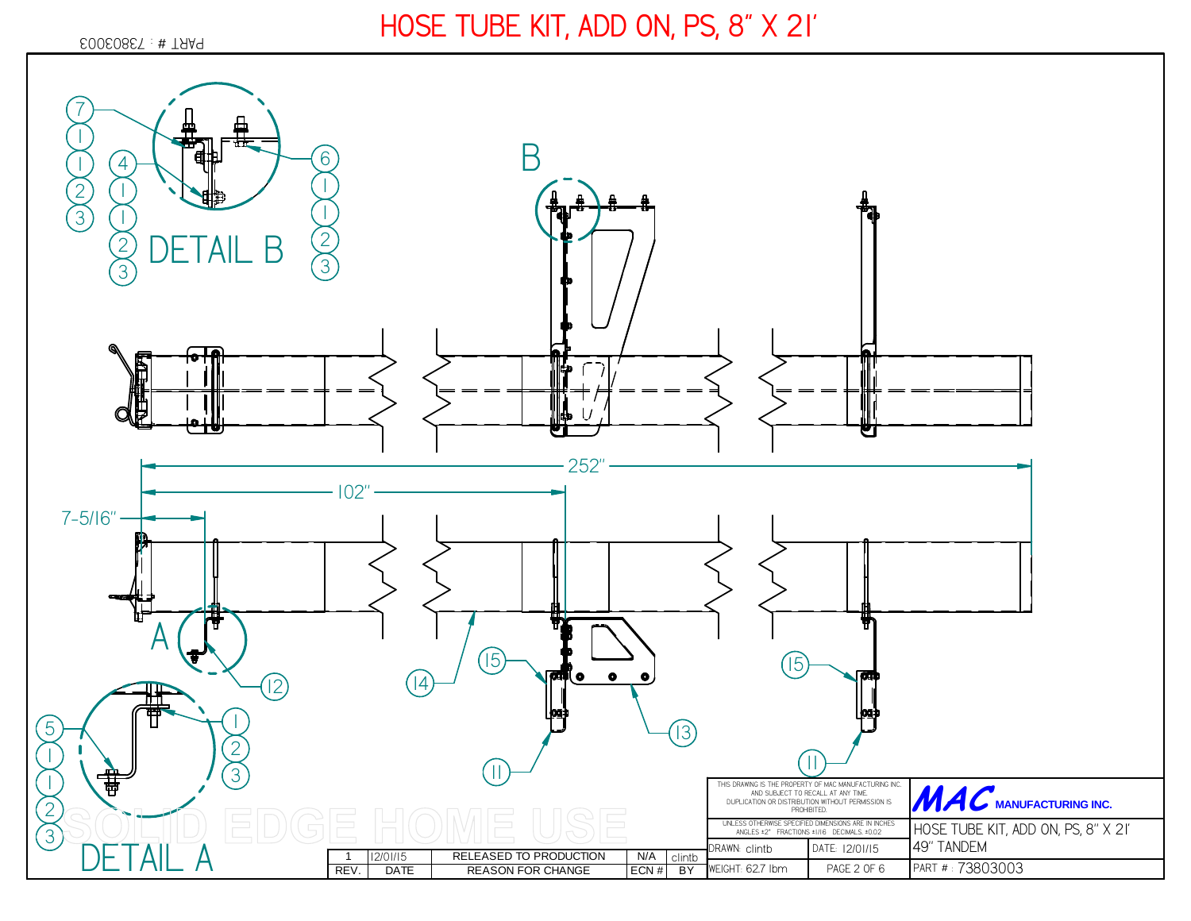# HOSE TUBE KIT, ADD ON, PS, 8" X 21'

PART # : 73803003

B

DETAIL B

7, 1, 1, 2, 3

4, 1, 1, 2, 3

6, 1, 1, 2, 3

252"

102"

7-5/16"

A

12

14

15

13

11

15

11

DETAIL A

5, 1, 1, 2, 3

1, 2, 3

SOLID EDGE HOME USE

| REV. | DATE | REASON FOR CHANGE | ECN # | BY |
|---|---|---|---|---|
| 1 | 12/01/15 | RELEASED TO PRODUCTION | N/A | clintb |

THIS DRAWING IS THE PROPERTY OF MAC MANUFACTURING INC. AND SUBJECT TO RECALL AT ANY TIME. DUPLICATION OR DISTRIBUTION WITHOUT PERMISSION IS PROHIBITED.

UNLESS OTHERWISE SPECIFIED DIMENSIONS ARE IN INCHES ANGLES ±2° FRACTIONS ±1/16 DECIMALS ±0.02

MAC MANUFACTURING INC.

| DRAWN: clintb | DATE: 12/01/15 | HOSE TUBE KIT, ADD ON, PS, 8" X 21' 49" TANDEM |
|---|---|---|
| WEIGHT: 62.7 lbm | PAGE 2 OF 6 | PART # : 73803003 |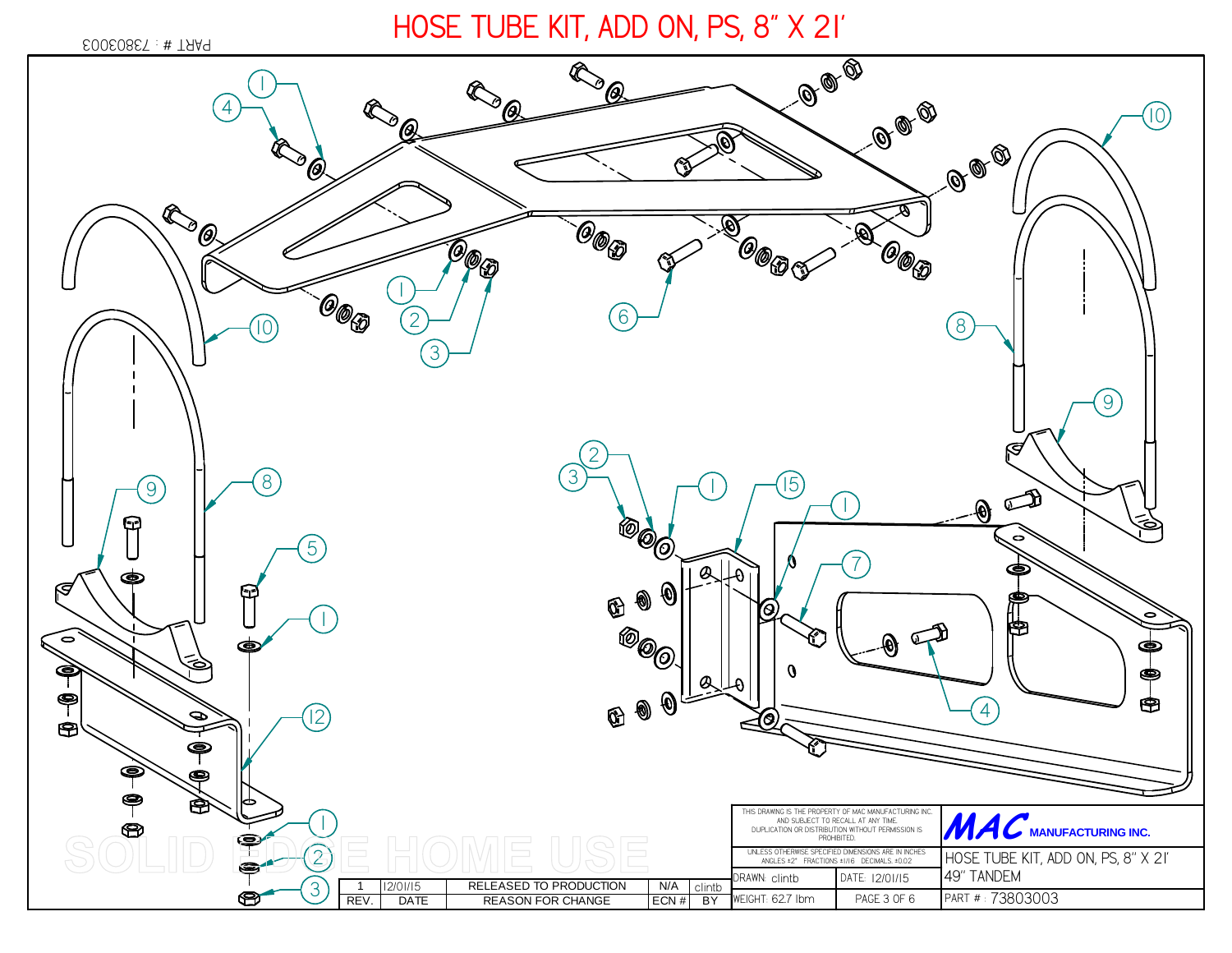# HOSE TUBE KIT, ADD ON, PS, 8" X 21'

PART # : 73803003

| REV. | DATE | REASON FOR CHANGE | ECN # | BY |
|---|---|---|---|---|
| 1 | 12/01/15 | RELEASED TO PRODUCTION | N/A | clintb |

THIS DRAWING IS THE PROPERTY OF MAC MANUFACTURING INC. AND SUBJECT TO RECALL AT ANY TIME. DUPLICATION OR DISTRIBUTION WITHOUT PERMISSION IS PROHIBITED.

UNLESS OTHERWISE SPECIFIED DIMENSIONS ARE IN INCHES
ANGLES ±2° FRACTIONS ±1/16 DECIMALS ±0.02

MAC MANUFACTURING INC.

| | | |
|---|---|---|
| DRAWN: clintb | DATE: 12/01/15 | HOSE TUBE KIT, ADD ON, PS, 8" X 21' 49" TANDEM |
| WEIGHT: 62.7 lbm | PAGE 3 OF 6 | PART # : 73803003 |

SOLID EDGE HOME USE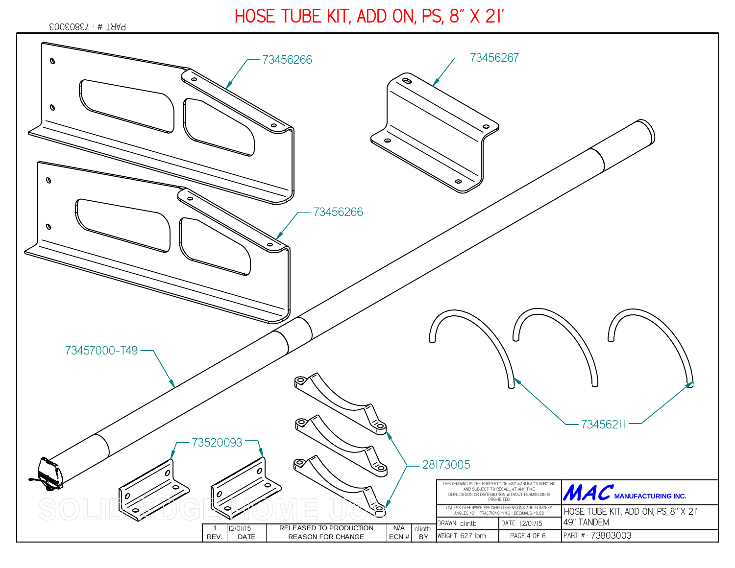# HOSE TUBE KIT, ADD ON, PS, 8" X 21'

PART # : 73803003

73456266

73456267

73456266

73457000-T49

73456211

73520093

28173005

| REV. | DATE | REASON FOR CHANGE | ECN # | BY |
|---|---|---|---|---|
| 1 | 12/01/15 | RELEASED TO PRODUCTION | N/A | clintb |

THIS DRAWING IS THE PROPERTY OF MAC MANUFACTURING INC. AND SUBJECT TO RECALL AT ANY TIME. DUPLICATION OR DISTRIBUTION WITHOUT PERMISSION IS PROHIBITED.

UNLESS OTHERWISE SPECIFIED DIMENSIONS ARE IN INCHES ANGLES ±2° FRACTIONS ±1/16 DECIMALS ±0.02

**MAC** MANUFACTURING INC.

HOSE TUBE KIT, ADD ON, PS, 8" X 21'
49" TANDEM

DRAWN: clintb | DATE: 12/01/15

WEIGHT: 62.7 lbm | PAGE 4 OF 6

PART # : 73803003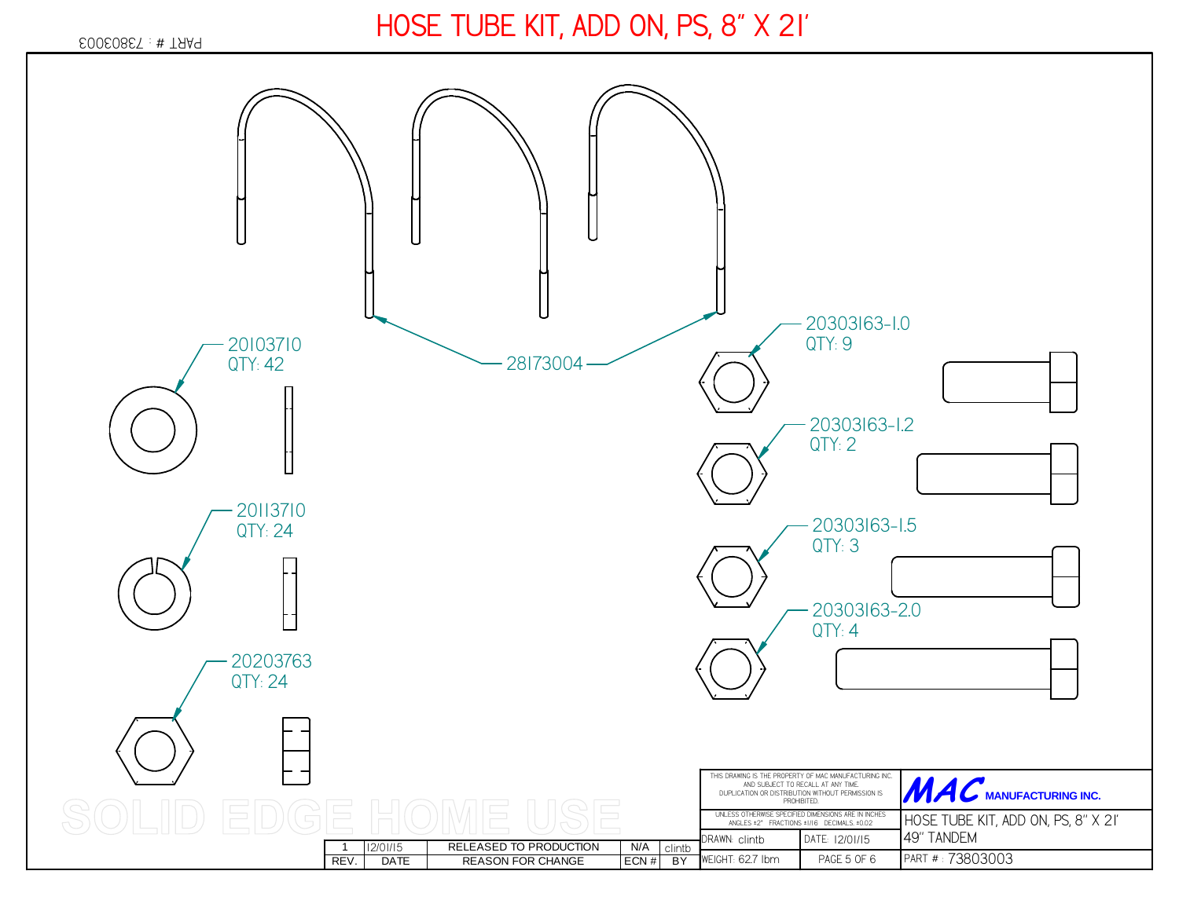# HOSE TUBE KIT, ADD ON, PS, 8" X 21'

PART # : 73803003

28173004

20103710
QTY: 42

20113710
QTY: 24

20203763
QTY: 24

20303163-1.0
QTY: 9

20303163-1.2
QTY: 2

20303163-1.5
QTY: 3

20303163-2.0
QTY: 4

SOLID EDGE HOME USE

| REV. | DATE | REASON FOR CHANGE | ECN # | BY |
|---|---|---|---|---|
| 1 | 12/01/15 | RELEASED TO PRODUCTION | N/A | clintb |

THIS DRAWING IS THE PROPERTY OF MAC MANUFACTURING INC. AND SUBJECT TO RECALL AT ANY TIME. DUPLICATION OR DISTRIBUTION WITHOUT PERMISSION IS PROHIBITED.

UNLESS OTHERWISE SPECIFIED DIMENSIONS ARE IN INCHES ANGLES ±2° FRACTIONS ±1/16 DECIMALS ±0.02

MAC MANUFACTURING INC.

HOSE TUBE KIT, ADD ON, PS, 8" X 21'
49" TANDEM

DRAWN: clintb | DATE: 12/01/15

WEIGHT: 62.7 lbm | PAGE 5 OF 6 | PART # : 73803003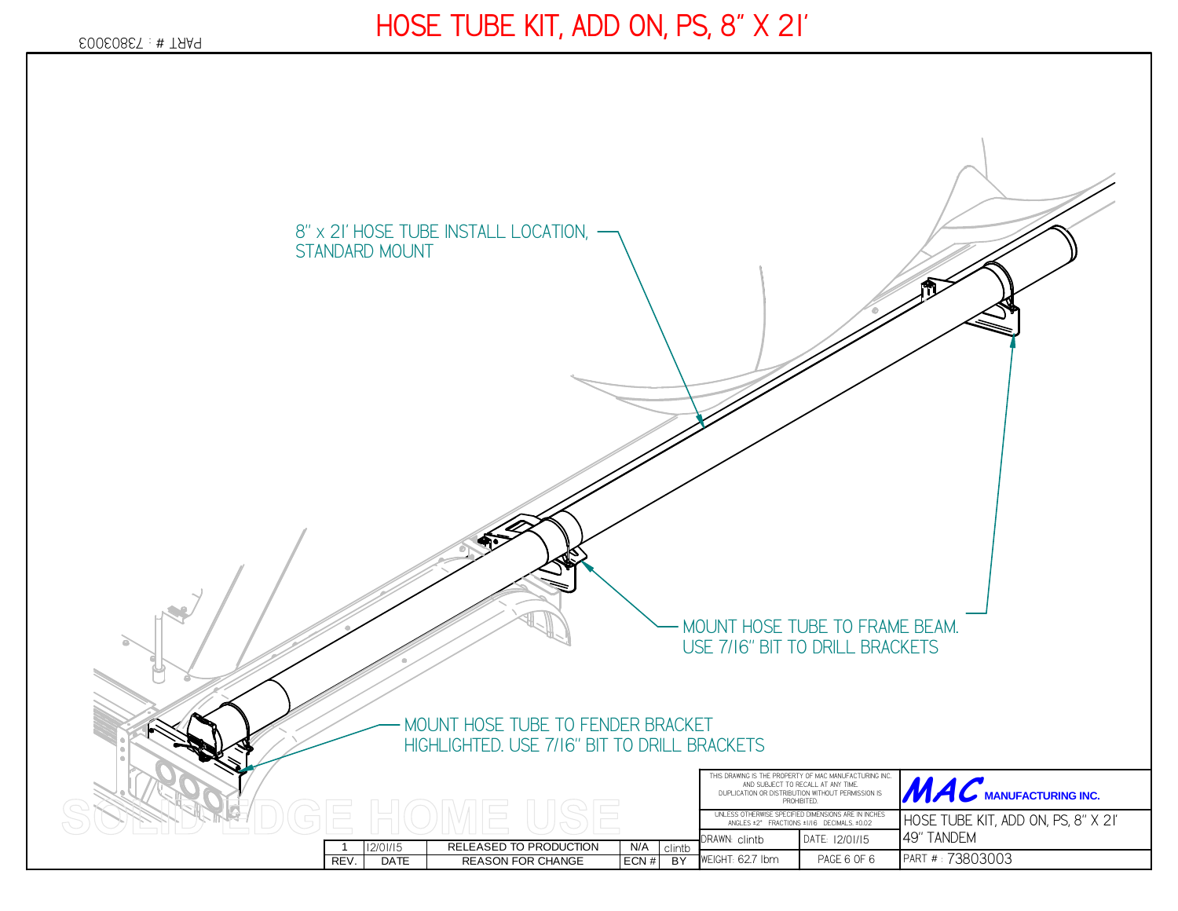# HOSE TUBE KIT, ADD ON, PS, 8" X 21'

8" x 21' HOSE TUBE INSTALL LOCATION, STANDARD MOUNT

MOUNT HOSE TUBE TO FRAME BEAM. USE 7/16" BIT TO DRILL BRACKETS

MOUNT HOSE TUBE TO FENDER BRACKET HIGHLIGHTED. USE 7/16" BIT TO DRILL BRACKETS

THIS DRAWING IS THE PROPERTY OF MAC MANUFACTURING INC. AND SUBJECT TO RECALL AT ANY TIME. DUPLICATION OR DISTRIBUTION WITHOUT PERMISSION IS PROHIBITED.

UNLESS OTHERWISE SPECIFIED DIMENSIONS ARE IN INCHES ANGLES ±2° FRACTIONS ±1/16 DECIMALS ±0.02

**MAC MANUFACTURING INC.**

HOSE TUBE KIT, ADD ON, PS, 8" X 21'
49" TANDEM

| | | | | | |
|---|---|---|---|---|---|
| DRAWN: clintb | DATE: 12/01/15 | PART #: 73803003 | | | |
| WEIGHT: 62.7 lbm | PAGE 6 OF 6 | | | | |

| REV. | DATE | REASON FOR CHANGE | ECN # | BY |
|---|---|---|---|---|
| 1 | 12/01/15 | RELEASED TO PRODUCTION | N/A | clintb |

SOLID EDGE HOME USE